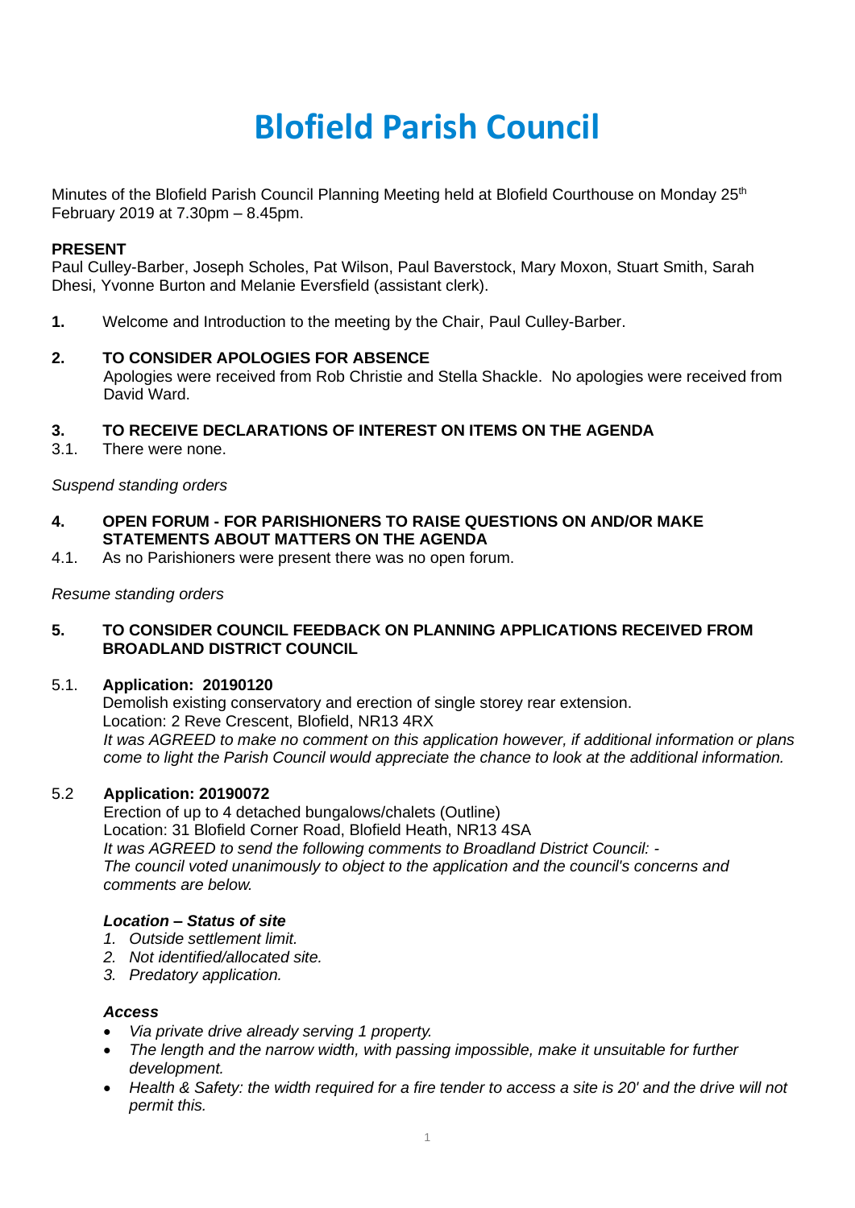# Blofield Parish Council

Minutes of the Blofield Parish Council Planning Meeting held at Blofield Courthouse on Monday 25th February 2019 at 7.30pm – 8.45pm.

**PRESENT**
Paul Culley-Barber, Joseph Scholes, Pat Wilson, Paul Baverstock, Mary Moxon, Stuart Smith, Sarah Dhesi, Yvonne Burton and Melanie Eversfield (assistant clerk).

**1.** Welcome and Introduction to the meeting by the Chair, Paul Culley-Barber.

**2. TO CONSIDER APOLOGIES FOR ABSENCE**
Apologies were received from Rob Christie and Stella Shackle. No apologies were received from David Ward.

**3. TO RECEIVE DECLARATIONS OF INTEREST ON ITEMS ON THE AGENDA**

3.1. There were none.

*Suspend standing orders*

**4. OPEN FORUM - FOR PARISHIONERS TO RAISE QUESTIONS ON AND/OR MAKE STATEMENTS ABOUT MATTERS ON THE AGENDA**

4.1. As no Parishioners were present there was no open forum.

*Resume standing orders*

**5. TO CONSIDER COUNCIL FEEDBACK ON PLANNING APPLICATIONS RECEIVED FROM BROADLAND DISTRICT COUNCIL**

5.1. **Application: 20190120**
Demolish existing conservatory and erection of single storey rear extension.
Location: 2 Reve Crescent, Blofield, NR13 4RX
*It was AGREED to make no comment on this application however, if additional information or plans come to light the Parish Council would appreciate the chance to look at the additional information.*

5.2 **Application: 20190072**
Erection of up to 4 detached bungalows/chalets (Outline)
Location: 31 Blofield Corner Road, Blofield Heath, NR13 4SA
*It was AGREED to send the following comments to Broadland District Council: -*
*The council voted unanimously to object to the application and the council's concerns and comments are below.*

***Location – Status of site***

1. *Outside settlement limit.*
2. *Not identified/allocated site.*
3. *Predatory application.*

***Access***

- *Via private drive already serving 1 property.*
- *The length and the narrow width, with passing impossible, make it unsuitable for further development.*
- *Health & Safety: the width required for a fire tender to access a site is 20' and the drive will not permit this.*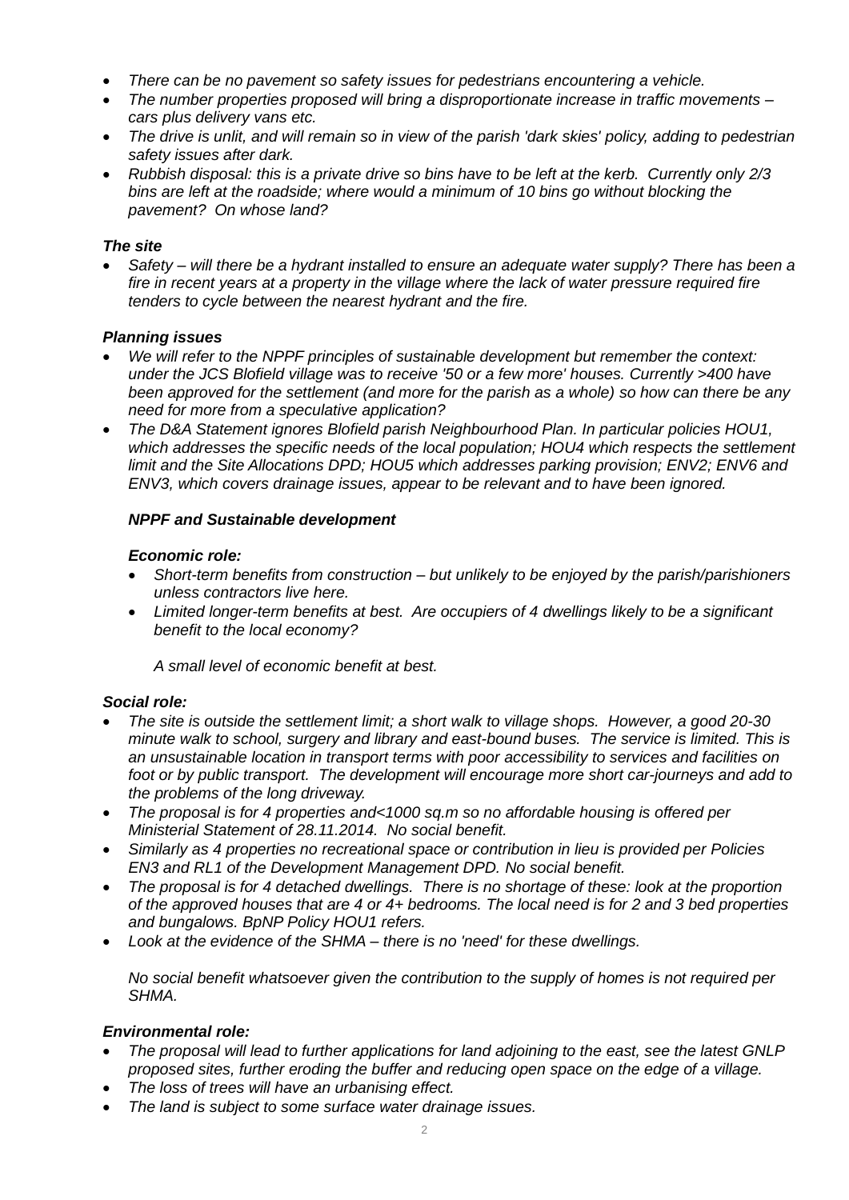- *There can be no pavement so safety issues for pedestrians encountering a vehicle.*
- *The number properties proposed will bring a disproportionate increase in traffic movements – cars plus delivery vans etc.*
- *The drive is unlit, and will remain so in view of the parish 'dark skies' policy, adding to pedestrian safety issues after dark.*
- *Rubbish disposal: this is a private drive so bins have to be left at the kerb. Currently only 2/3 bins are left at the roadside; where would a minimum of 10 bins go without blocking the pavement? On whose land?*

***The site***

- *Safety – will there be a hydrant installed to ensure an adequate water supply? There has been a fire in recent years at a property in the village where the lack of water pressure required fire tenders to cycle between the nearest hydrant and the fire.*

***Planning issues***

- *We will refer to the NPPF principles of sustainable development but remember the context: under the JCS Blofield village was to receive '50 or a few more' houses. Currently >400 have been approved for the settlement (and more for the parish as a whole) so how can there be any need for more from a speculative application?*
- *The D&A Statement ignores Blofield parish Neighbourhood Plan. In particular policies HOU1, which addresses the specific needs of the local population; HOU4 which respects the settlement limit and the Site Allocations DPD; HOU5 which addresses parking provision; ENV2; ENV6 and ENV3, which covers drainage issues, appear to be relevant and to have been ignored.*

***NPPF and Sustainable development***

***Economic role:***

- *Short-term benefits from construction – but unlikely to be enjoyed by the parish/parishioners unless contractors live here.*
- *Limited longer-term benefits at best. Are occupiers of 4 dwellings likely to be a significant benefit to the local economy?*

*A small level of economic benefit at best.*

***Social role:***

- *The site is outside the settlement limit; a short walk to village shops. However, a good 20-30 minute walk to school, surgery and library and east-bound buses. The service is limited. This is an unsustainable location in transport terms with poor accessibility to services and facilities on foot or by public transport. The development will encourage more short car-journeys and add to the problems of the long driveway.*
- *The proposal is for 4 properties and<1000 sq.m so no affordable housing is offered per Ministerial Statement of 28.11.2014. No social benefit.*
- *Similarly as 4 properties no recreational space or contribution in lieu is provided per Policies EN3 and RL1 of the Development Management DPD. No social benefit.*
- *The proposal is for 4 detached dwellings. There is no shortage of these: look at the proportion of the approved houses that are 4 or 4+ bedrooms. The local need is for 2 and 3 bed properties and bungalows. BpNP Policy HOU1 refers.*
- *Look at the evidence of the SHMA – there is no 'need' for these dwellings.*

*No social benefit whatsoever given the contribution to the supply of homes is not required per SHMA.*

***Environmental role:***

- *The proposal will lead to further applications for land adjoining to the east, see the latest GNLP proposed sites, further eroding the buffer and reducing open space on the edge of a village.*
- *The loss of trees will have an urbanising effect.*
- *The land is subject to some surface water drainage issues.*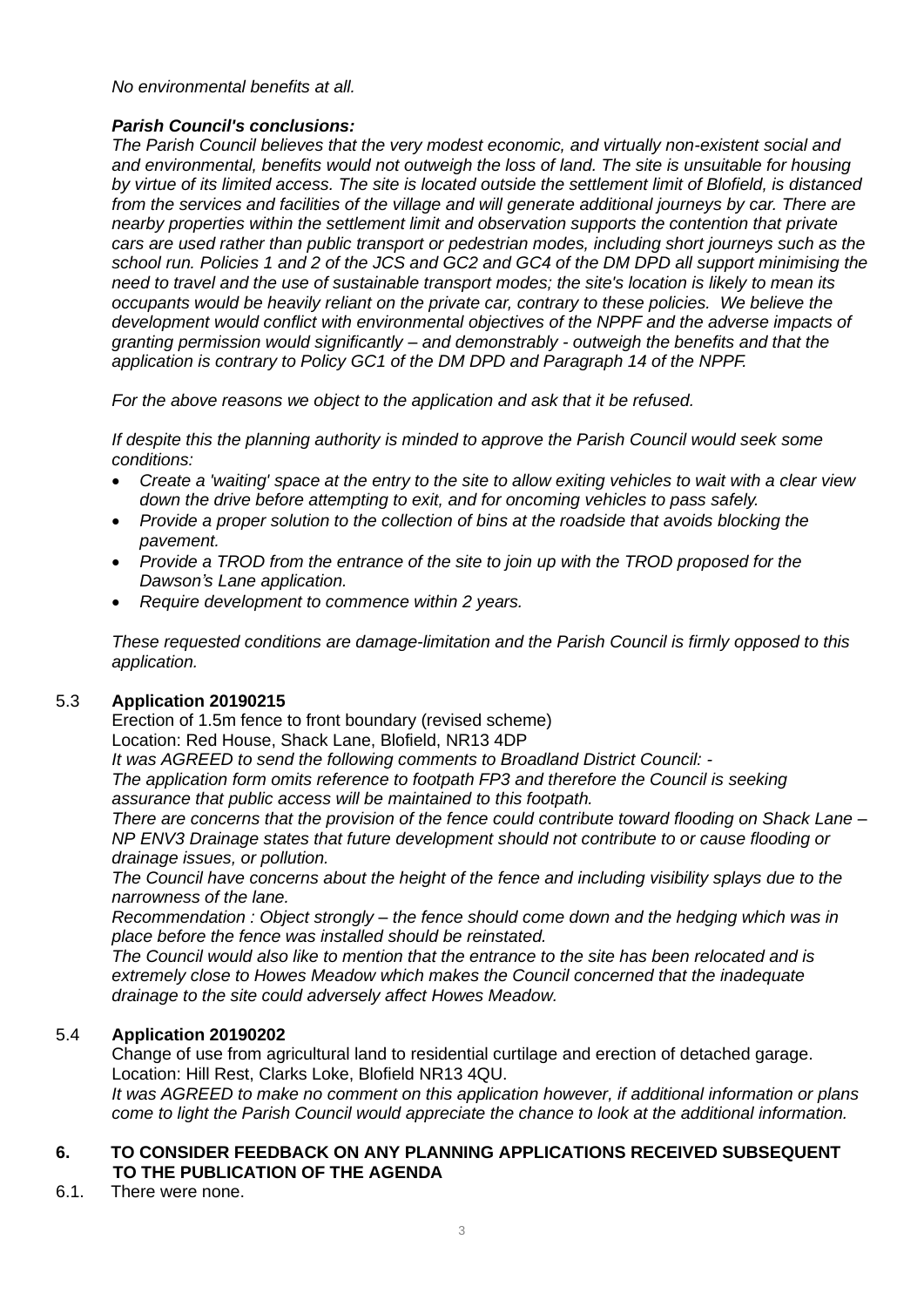*No environmental benefits at all.*

***Parish Council's conclusions:***

*The Parish Council believes that the very modest economic, and virtually non-existent social and and environmental, benefits would not outweigh the loss of land. The site is unsuitable for housing by virtue of its limited access. The site is located outside the settlement limit of Blofield, is distanced from the services and facilities of the village and will generate additional journeys by car. There are nearby properties within the settlement limit and observation supports the contention that private cars are used rather than public transport or pedestrian modes, including short journeys such as the school run. Policies 1 and 2 of the JCS and GC2 and GC4 of the DM DPD all support minimising the need to travel and the use of sustainable transport modes; the site's location is likely to mean its occupants would be heavily reliant on the private car, contrary to these policies. We believe the development would conflict with environmental objectives of the NPPF and the adverse impacts of granting permission would significantly – and demonstrably - outweigh the benefits and that the application is contrary to Policy GC1 of the DM DPD and Paragraph 14 of the NPPF.*

*For the above reasons we object to the application and ask that it be refused.*

*If despite this the planning authority is minded to approve the Parish Council would seek some conditions:*

- *Create a 'waiting' space at the entry to the site to allow exiting vehicles to wait with a clear view down the drive before attempting to exit, and for oncoming vehicles to pass safely.*
- *Provide a proper solution to the collection of bins at the roadside that avoids blocking the pavement.*
- *Provide a TROD from the entrance of the site to join up with the TROD proposed for the Dawson's Lane application.*
- *Require development to commence within 2 years.*

*These requested conditions are damage-limitation and the Parish Council is firmly opposed to this application.*

5.3 **Application 20190215**

Erection of 1.5m fence to front boundary (revised scheme)

Location: Red House, Shack Lane, Blofield, NR13 4DP

*It was AGREED to send the following comments to Broadland District Council: -*

*The application form omits reference to footpath FP3 and therefore the Council is seeking assurance that public access will be maintained to this footpath.*

*There are concerns that the provision of the fence could contribute toward flooding on Shack Lane – NP ENV3 Drainage states that future development should not contribute to or cause flooding or drainage issues, or pollution.*

*The Council have concerns about the height of the fence and including visibility splays due to the narrowness of the lane.*

*Recommendation : Object strongly – the fence should come down and the hedging which was in place before the fence was installed should be reinstated.*

*The Council would also like to mention that the entrance to the site has been relocated and is extremely close to Howes Meadow which makes the Council concerned that the inadequate drainage to the site could adversely affect Howes Meadow.*

5.4 **Application 20190202**

Change of use from agricultural land to residential curtilage and erection of detached garage.

Location: Hill Rest, Clarks Loke, Blofield NR13 4QU.

*It was AGREED to make no comment on this application however, if additional information or plans come to light the Parish Council would appreciate the chance to look at the additional information.*

## 6. TO CONSIDER FEEDBACK ON ANY PLANNING APPLICATIONS RECEIVED SUBSEQUENT TO THE PUBLICATION OF THE AGENDA

6.1. There were none.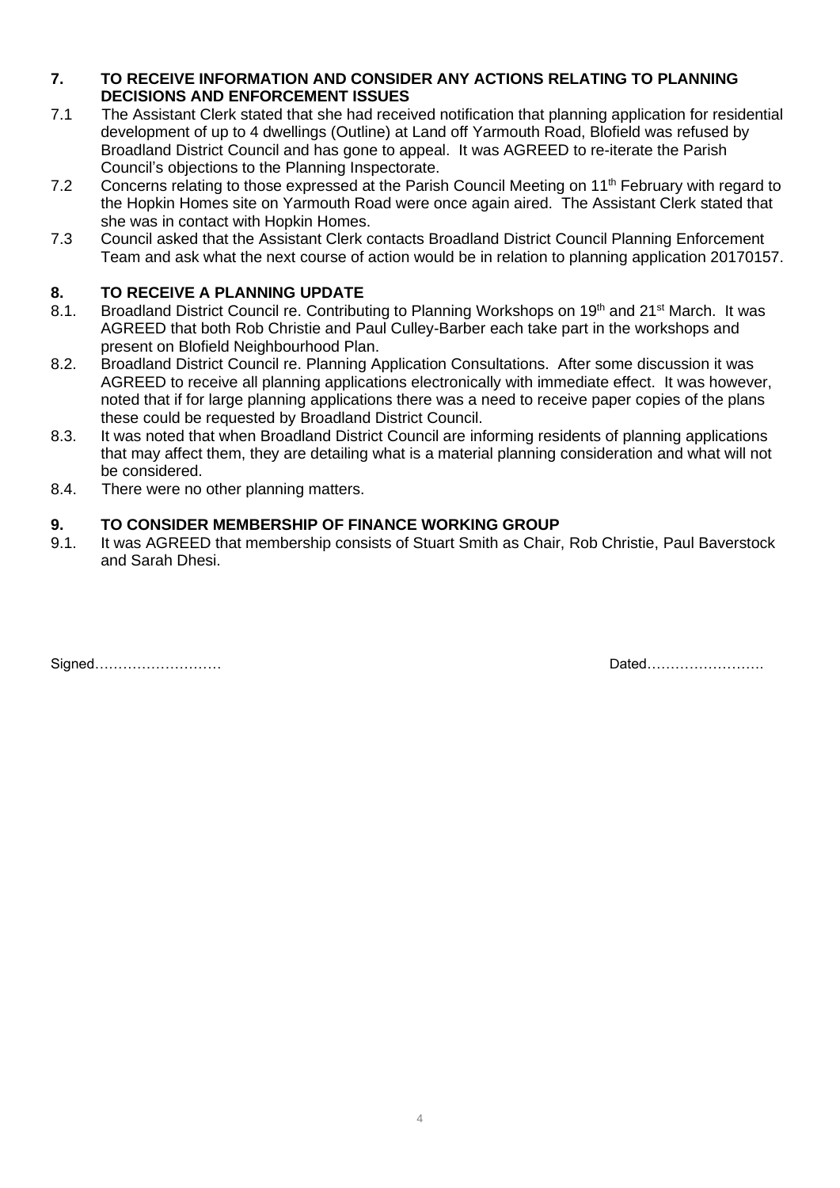## 7. TO RECEIVE INFORMATION AND CONSIDER ANY ACTIONS RELATING TO PLANNING DECISIONS AND ENFORCEMENT ISSUES

7.1 The Assistant Clerk stated that she had received notification that planning application for residential development of up to 4 dwellings (Outline) at Land off Yarmouth Road, Blofield was refused by Broadland District Council and has gone to appeal. It was AGREED to re-iterate the Parish Council's objections to the Planning Inspectorate.

7.2 Concerns relating to those expressed at the Parish Council Meeting on 11th February with regard to the Hopkin Homes site on Yarmouth Road were once again aired. The Assistant Clerk stated that she was in contact with Hopkin Homes.

7.3 Council asked that the Assistant Clerk contacts Broadland District Council Planning Enforcement Team and ask what the next course of action would be in relation to planning application 20170157.

## 8. TO RECEIVE A PLANNING UPDATE

8.1. Broadland District Council re. Contributing to Planning Workshops on 19th and 21st March. It was AGREED that both Rob Christie and Paul Culley-Barber each take part in the workshops and present on Blofield Neighbourhood Plan.

8.2. Broadland District Council re. Planning Application Consultations. After some discussion it was AGREED to receive all planning applications electronically with immediate effect. It was however, noted that if for large planning applications there was a need to receive paper copies of the plans these could be requested by Broadland District Council.

8.3. It was noted that when Broadland District Council are informing residents of planning applications that may affect them, they are detailing what is a material planning consideration and what will not be considered.

8.4. There were no other planning matters.

## 9. TO CONSIDER MEMBERSHIP OF FINANCE WORKING GROUP

9.1. It was AGREED that membership consists of Stuart Smith as Chair, Rob Christie, Paul Baverstock and Sarah Dhesi.

Signed……………………… Dated…………………….